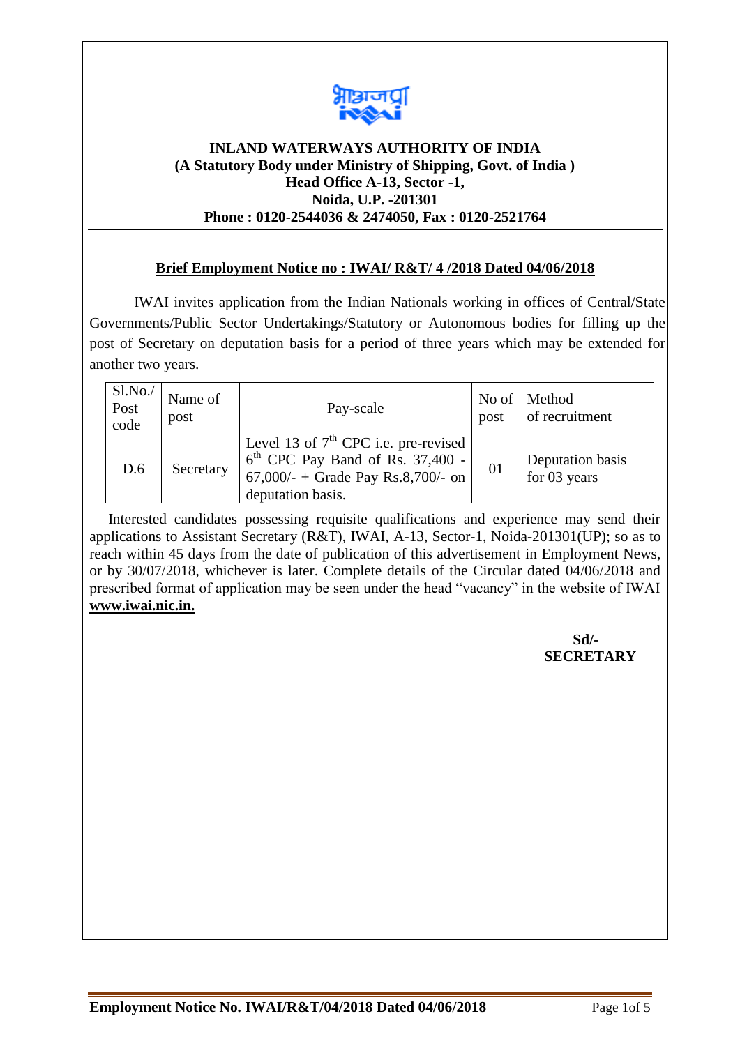**INLAND WATERWAYS AUTHORITY OF INDIA**
**(A Statutory Body under Ministry of Shipping, Govt. of India )**
**Head Office A-13, Sector -1,**
**Noida, U.P. -201301**
**Phone : 0120-2544036 & 2474050, Fax : 0120-2521764**

**Brief Employment Notice no : IWAI/ R&T/ 4 /2018 Dated 04/06/2018**

IWAI invites application from the Indian Nationals working in offices of Central/State Governments/Public Sector Undertakings/Statutory or Autonomous bodies for filling up the post of Secretary on deputation basis for a period of three years which may be extended for another two years.

| Sl.No./ Post code | Name of post | Pay-scale | No of post | Method of recruitment |
|---|---|---|---|---|
| D.6 | Secretary | Level 13 of 7th CPC i.e. pre-revised 6th CPC Pay Band of Rs. 37,400 - 67,000/- + Grade Pay Rs.8,700/- on deputation basis. | 01 | Deputation basis for 03 years |

Interested candidates possessing requisite qualifications and experience may send their applications to Assistant Secretary (R&T), IWAI, A-13, Sector-1, Noida-201301(UP); so as to reach within 45 days from the date of publication of this advertisement in Employment News, or by 30/07/2018, whichever is later. Complete details of the Circular dated 04/06/2018 and prescribed format of application may be seen under the head "vacancy" in the website of IWAI **www.iwai.nic.in.**

**Sd/-**
**SECRETARY**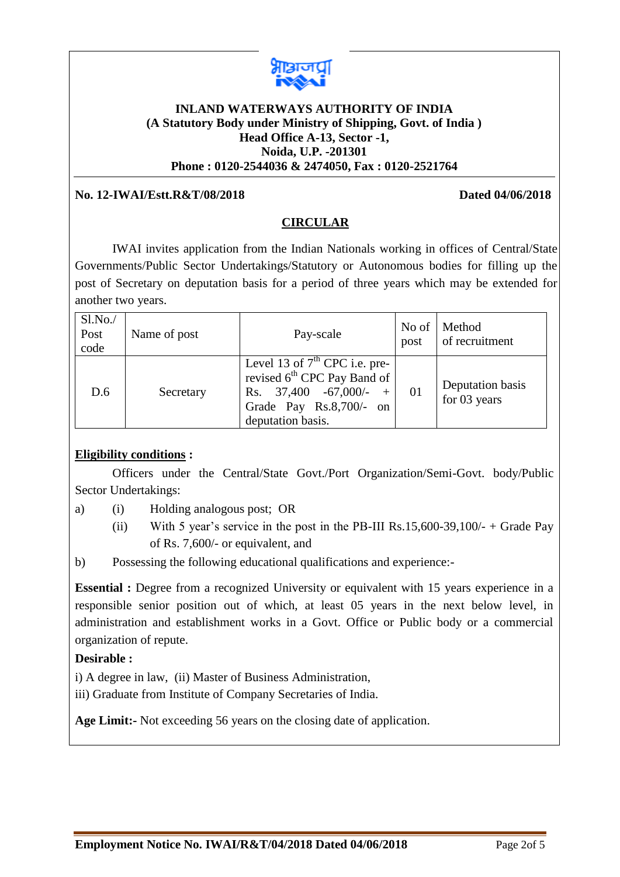**INLAND WATERWAYS AUTHORITY OF INDIA**
**(A Statutory Body under Ministry of Shipping, Govt. of India )**
**Head Office A-13, Sector -1,**
**Noida, U.P. -201301**
**Phone : 0120-2544036 & 2474050, Fax : 0120-2521764**

**No. 12-IWAI/Estt.R&T/08/2018** **Dated 04/06/2018**

## CIRCULAR

IWAI invites application from the Indian Nationals working in offices of Central/State Governments/Public Sector Undertakings/Statutory or Autonomous bodies for filling up the post of Secretary on deputation basis for a period of three years which may be extended for another two years.

| Sl.No./ Post code | Name of post | Pay-scale | No of post | Method of recruitment |
|---|---|---|---|---|
| D.6 | Secretary | Level 13 of 7th CPC i.e. pre-revised 6th CPC Pay Band of Rs. 37,400 -67,000/- + Grade Pay Rs.8,700/- on deputation basis. | 01 | Deputation basis for 03 years |

**Eligibility conditions :**

Officers under the Central/State Govt./Port Organization/Semi-Govt. body/Public Sector Undertakings:

a) (i) Holding analogous post; OR

(ii) With 5 year's service in the post in the PB-III Rs.15,600-39,100/- + Grade Pay of Rs. 7,600/- or equivalent, and

b) Possessing the following educational qualifications and experience:-

**Essential :** Degree from a recognized University or equivalent with 15 years experience in a responsible senior position out of which, at least 05 years in the next below level, in administration and establishment works in a Govt. Office or Public body or a commercial organization of repute.

**Desirable :**

i) A degree in law, (ii) Master of Business Administration,

iii) Graduate from Institute of Company Secretaries of India.

**Age Limit:-** Not exceeding 56 years on the closing date of application.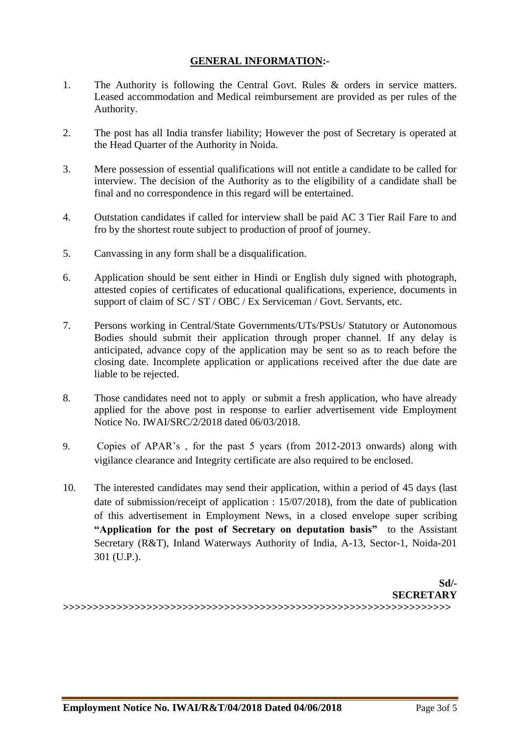## GENERAL INFORMATION:-

1. The Authority is following the Central Govt. Rules & orders in service matters. Leased accommodation and Medical reimbursement are provided as per rules of the Authority.

2. The post has all India transfer liability; However the post of Secretary is operated at the Head Quarter of the Authority in Noida.

3. Mere possession of essential qualifications will not entitle a candidate to be called for interview. The decision of the Authority as to the eligibility of a candidate shall be final and no correspondence in this regard will be entertained.

4. Outstation candidates if called for interview shall be paid AC 3 Tier Rail Fare to and fro by the shortest route subject to production of proof of journey.

5. Canvassing in any form shall be a disqualification.

6. Application should be sent either in Hindi or English duly signed with photograph, attested copies of certificates of educational qualifications, experience, documents in support of claim of SC / ST / OBC / Ex Serviceman / Govt. Servants, etc.

7. Persons working in Central/State Governments/UTs/PSUs/ Statutory or Autonomous Bodies should submit their application through proper channel. If any delay is anticipated, advance copy of the application may be sent so as to reach before the closing date. Incomplete application or applications received after the due date are liable to be rejected.

8. Those candidates need not to apply or submit a fresh application, who have already applied for the above post in response to earlier advertisement vide Employment Notice No. IWAI/SRC/2/2018 dated 06/03/2018.

9. Copies of APAR's , for the past 5 years (from 2012-2013 onwards) along with vigilance clearance and Integrity certificate are also required to be enclosed.

10. The interested candidates may send their application, within a period of 45 days (last date of submission/receipt of application : 15/07/2018), from the date of publication of this advertisement in Employment News, in a closed envelope super scribing **"Application for the post of Secretary on deputation basis"** to the Assistant Secretary (R&T), Inland Waterways Authority of India, A-13, Sector-1, Noida-201 301 (U.P.).

**Sd/-**
**SECRETARY**

>>>>>>>>>>>>>>>>>>>>>>>>>>>>>>>>>>>>>>>>>>>>>>>>>>>>>>>>>>>>>>>>>>

**Employment Notice No. IWAI/R&T/04/2018 Dated 04/06/2018**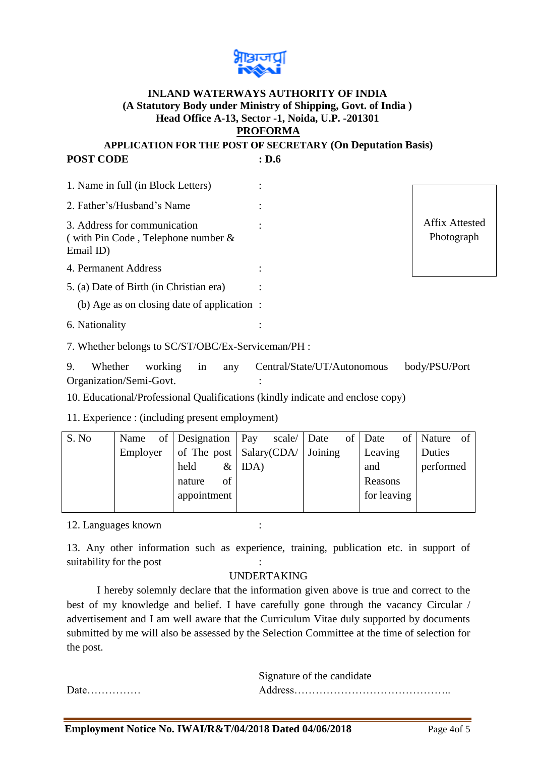**INLAND WATERWAYS AUTHORITY OF INDIA**
**(A Statutory Body under Ministry of Shipping, Govt. of India )**
**Head Office A-13, Sector -1, Noida, U.P. -201301**

**PROFORMA**

**APPLICATION FOR THE POST OF SECRETARY (On Deputation Basis)**

**POST CODE : D.6**

Affix Attested Photograph

1. Name in full (in Block Letters) :
2. Father's/Husband's Name :
3. Address for communication ( with Pin Code , Telephone number & Email ID) :
4. Permanent Address :
5. (a) Date of Birth (in Christian era) :

   (b) Age as on closing date of application :
6. Nationality :
7. Whether belongs to SC/ST/OBC/Ex-Serviceman/PH :

9. Whether working in any Central/State/UT/Autonomous body/PSU/Port Organization/Semi-Govt. :

10. Educational/Professional Qualifications (kindly indicate and enclose copy)

11. Experience : (including present employment)

| S. No | Name of Employer | Designation of The post held & nature of appointment | Pay scale/ Salary(CDA/ IDA) | Date of Joining | Date of Leaving and Reasons for leaving | Nature of Duties performed |
|---|---|---|---|---|---|---|
| | | | | | | |

12. Languages known :

13. Any other information such as experience, training, publication etc. in support of suitability for the post :

UNDERTAKING

I hereby solemnly declare that the information given above is true and correct to the best of my knowledge and belief. I have carefully gone through the vacancy Circular / advertisement and I am well aware that the Curriculum Vitae duly supported by documents submitted by me will also be assessed by the Selection Committee at the time of selection for the post.

Signature of the candidate

Date…………… Address……………………………………..

**Employment Notice No. IWAI/R&T/04/2018 Dated 04/06/2018**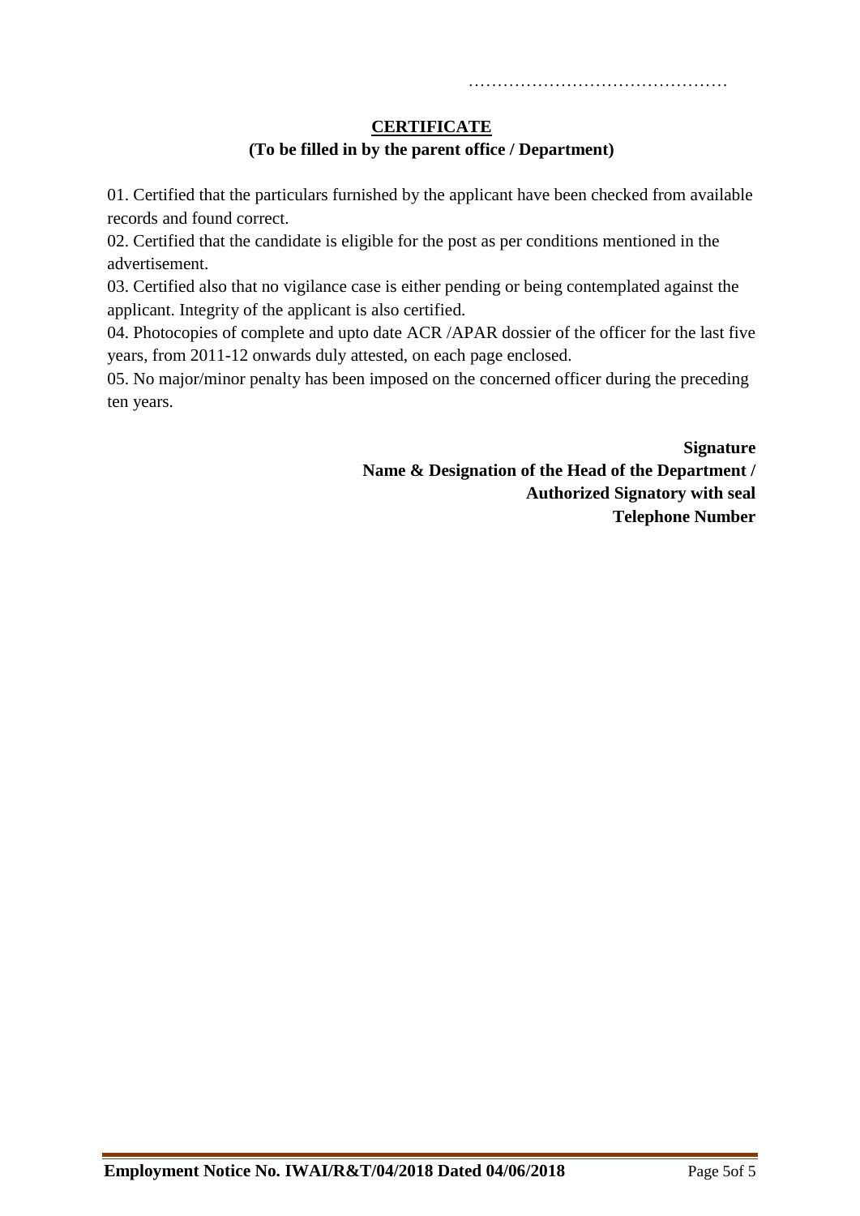………………………………………

**CERTIFICATE**

**(To be filled in by the parent office / Department)**

01. Certified that the particulars furnished by the applicant have been checked from available records and found correct.

02. Certified that the candidate is eligible for the post as per conditions mentioned in the advertisement.

03. Certified also that no vigilance case is either pending or being contemplated against the applicant. Integrity of the applicant is also certified.

04. Photocopies of complete and upto date ACR /APAR dossier of the officer for the last five years, from 2011-12 onwards duly attested, on each page enclosed.

05. No major/minor penalty has been imposed on the concerned officer during the preceding ten years.

**Signature**
**Name & Designation of the Head of the Department /**
**Authorized Signatory with seal**
**Telephone Number**